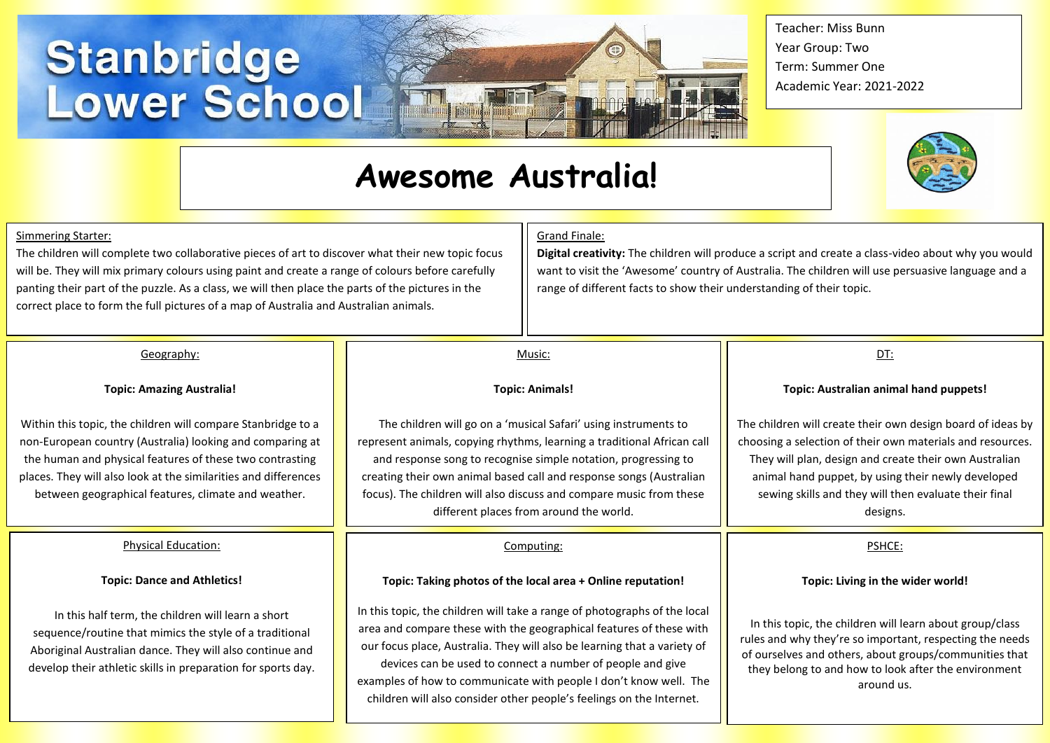# Stanbridge Lower School

Teacher: Miss Bunn
Year Group: Two
Term: Summer One
Academic Year: 2021-2022

# Awesome Australia!

Simmering Starter:

The children will complete two collaborative pieces of art to discover what their new topic focus will be. They will mix primary colours using paint and create a range of colours before carefully panting their part of the puzzle. As a class, we will then place the parts of the pictures in the correct place to form the full pictures of a map of Australia and Australian animals.

Grand Finale:

**Digital creativity:** The children will produce a script and create a class-video about why you would want to visit the 'Awesome' country of Australia. The children will use persuasive language and a range of different facts to show their understanding of their topic.

Geography:

**Topic: Amazing Australia!**

Within this topic, the children will compare Stanbridge to a non-European country (Australia) looking and comparing at the human and physical features of these two contrasting places. They will also look at the similarities and differences between geographical features, climate and weather.

Music:

**Topic: Animals!**

The children will go on a 'musical Safari' using instruments to represent animals, copying rhythms, learning a traditional African call and response song to recognise simple notation, progressing to creating their own animal based call and response songs (Australian focus). The children will also discuss and compare music from these different places from around the world.

DT:

**Topic: Australian animal hand puppets!**

The children will create their own design board of ideas by choosing a selection of their own materials and resources. They will plan, design and create their own Australian animal hand puppet, by using their newly developed sewing skills and they will then evaluate their final designs.

Physical Education:

**Topic: Dance and Athletics!**

In this half term, the children will learn a short sequence/routine that mimics the style of a traditional Aboriginal Australian dance. They will also continue and develop their athletic skills in preparation for sports day.

Computing:

**Topic: Taking photos of the local area + Online reputation!**

In this topic, the children will take a range of photographs of the local area and compare these with the geographical features of these with our focus place, Australia. They will also be learning that a variety of devices can be used to connect a number of people and give examples of how to communicate with people I don't know well. The children will also consider other people's feelings on the Internet.

PSHCE:

**Topic: Living in the wider world!**

In this topic, the children will learn about group/class rules and why they're so important, respecting the needs of ourselves and others, about groups/communities that they belong to and how to look after the environment around us.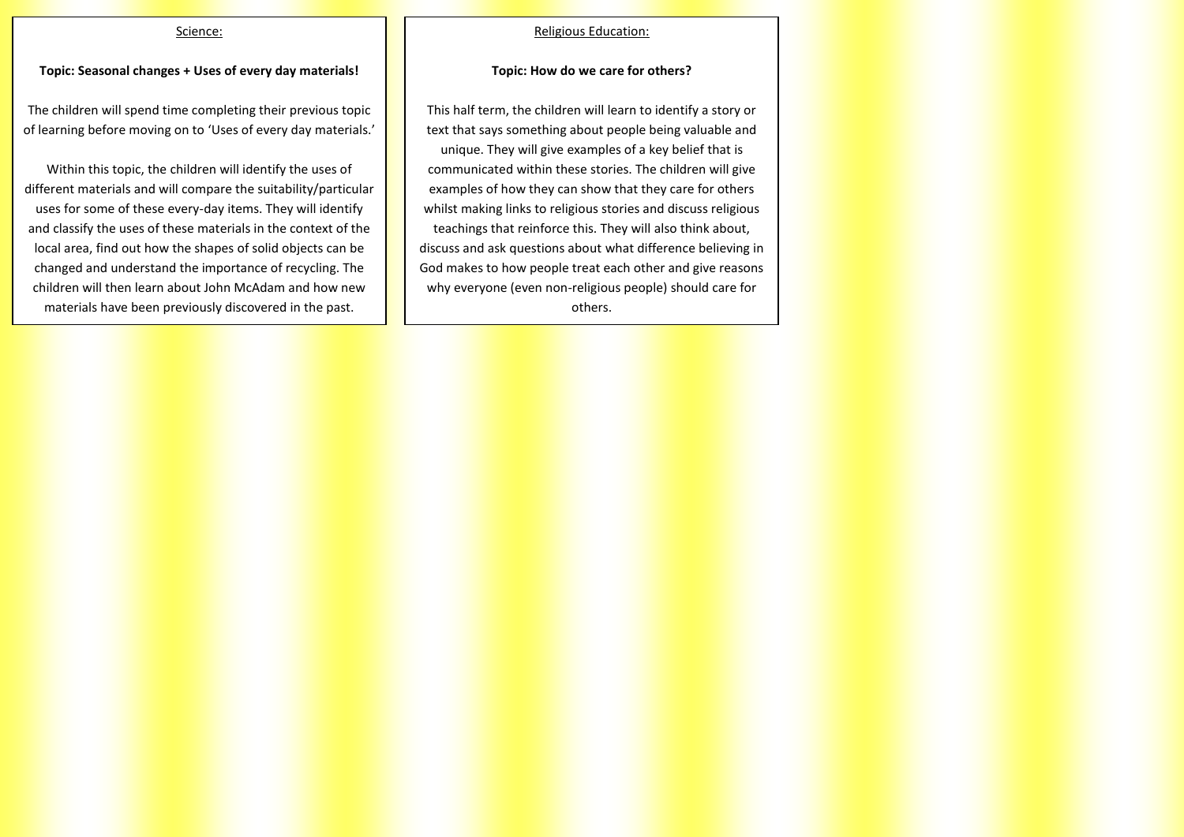## Science:

**Topic: Seasonal changes + Uses of every day materials!**

The children will spend time completing their previous topic of learning before moving on to 'Uses of every day materials.'

Within this topic, the children will identify the uses of different materials and will compare the suitability/particular uses for some of these every-day items. They will identify and classify the uses of these materials in the context of the local area, find out how the shapes of solid objects can be changed and understand the importance of recycling. The children will then learn about John McAdam and how new materials have been previously discovered in the past.

## Religious Education:

**Topic: How do we care for others?**

This half term, the children will learn to identify a story or text that says something about people being valuable and unique. They will give examples of a key belief that is communicated within these stories. The children will give examples of how they can show that they care for others whilst making links to religious stories and discuss religious teachings that reinforce this. They will also think about, discuss and ask questions about what difference believing in God makes to how people treat each other and give reasons why everyone (even non-religious people) should care for others.